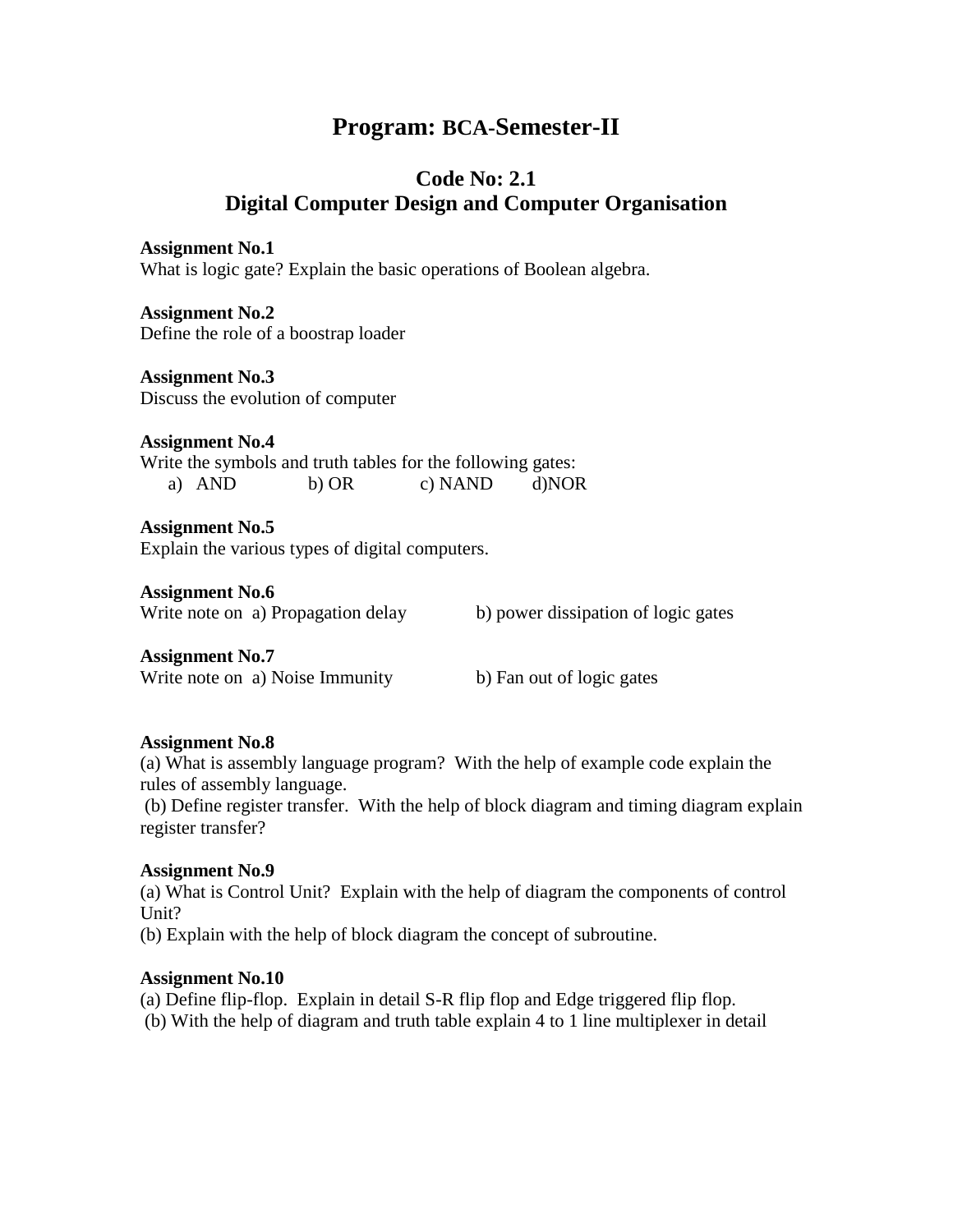# Program: BCA-Semester-II

## Code No: 2.1
## Digital Computer Design and Computer Organisation

**Assignment No.1**
What is logic gate? Explain the basic operations of Boolean algebra.

**Assignment No.2**
Define the role of a boostrap loader

**Assignment No.3**
Discuss the evolution of computer

**Assignment No.4**
Write the symbols and truth tables for the following gates:
a) AND b) OR c) NAND d)NOR

**Assignment No.5**
Explain the various types of digital computers.

**Assignment No.6**
Write note on a) Propagation delay b) power dissipation of logic gates

**Assignment No.7**
Write note on a) Noise Immunity b) Fan out of logic gates

**Assignment No.8**
(a) What is assembly language program? With the help of example code explain the rules of assembly language.
(b) Define register transfer. With the help of block diagram and timing diagram explain register transfer?

**Assignment No.9**
(a) What is Control Unit? Explain with the help of diagram the components of control Unit?
(b) Explain with the help of block diagram the concept of subroutine.

**Assignment No.10**
(a) Define flip-flop. Explain in detail S-R flip flop and Edge triggered flip flop.
(b) With the help of diagram and truth table explain 4 to 1 line multiplexer in detail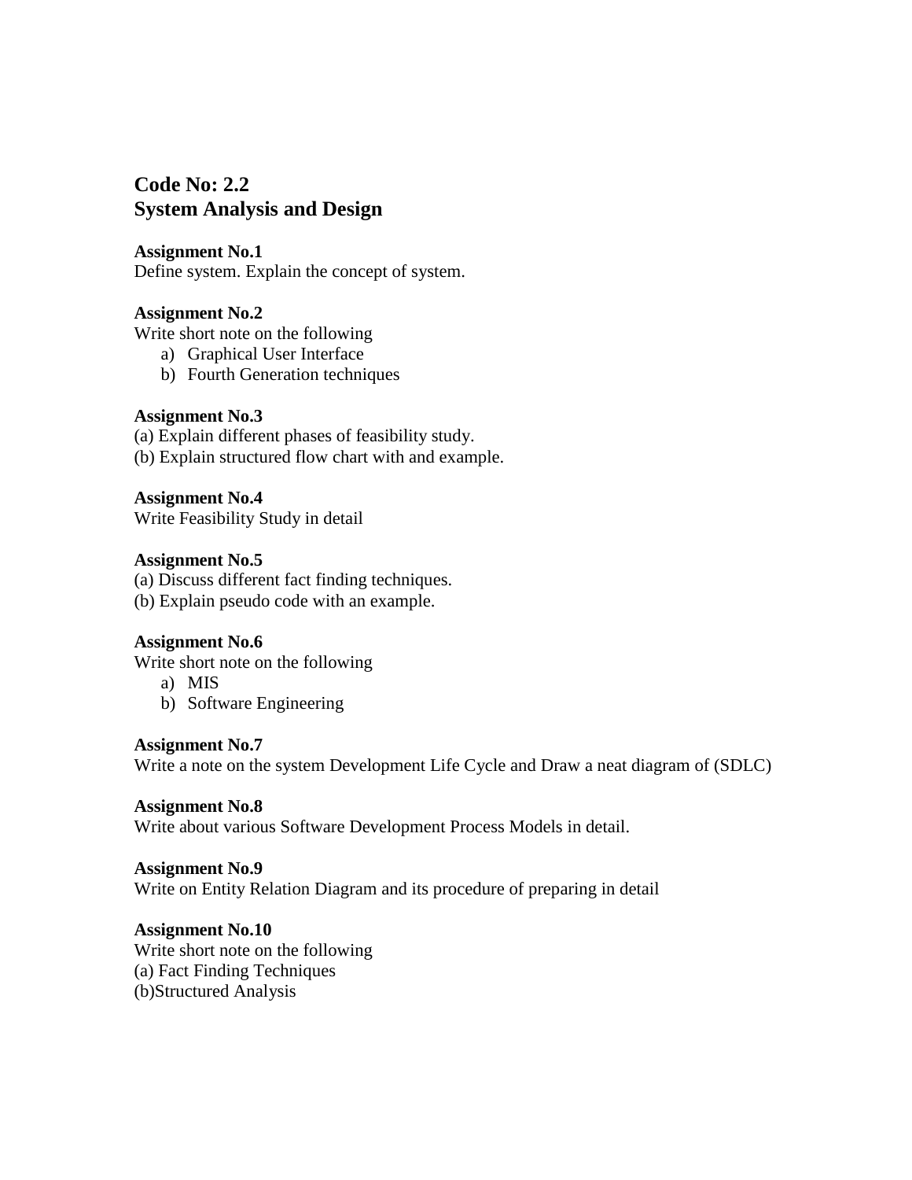## Code No: 2.2
## System Analysis and Design

**Assignment No.1**
Define system. Explain the concept of system.

**Assignment No.2**
Write short note on the following

a) Graphical User Interface
b) Fourth Generation techniques

**Assignment No.3**
(a) Explain different phases of feasibility study.
(b) Explain structured flow chart with and example.

**Assignment No.4**
Write Feasibility Study in detail

**Assignment No.5**
(a) Discuss different fact finding techniques.
(b) Explain pseudo code with an example.

**Assignment No.6**
Write short note on the following

a) MIS
b) Software Engineering

**Assignment No.7**
Write a note on the system Development Life Cycle and Draw a neat diagram of (SDLC)

**Assignment No.8**
Write about various Software Development Process Models in detail.

**Assignment No.9**
Write on Entity Relation Diagram and its procedure of preparing in detail

**Assignment No.10**
Write short note on the following
(a) Fact Finding Techniques
(b)Structured Analysis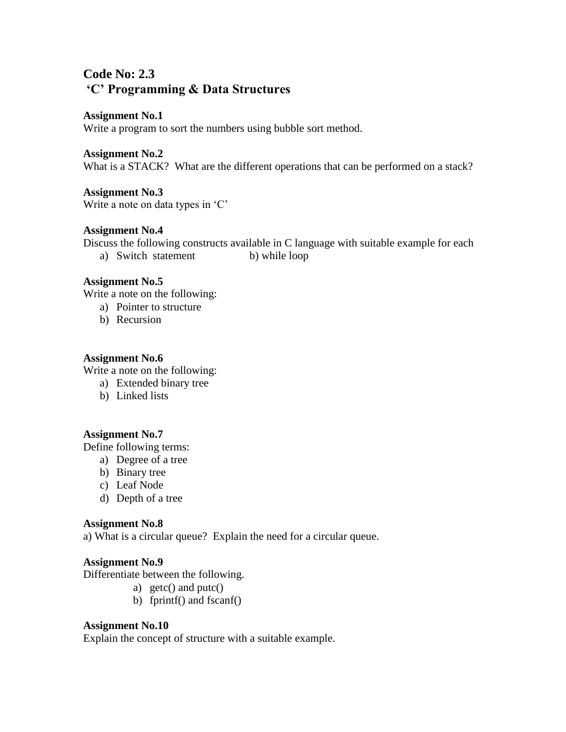# Code No: 2.3
# 'C' Programming & Data Structures

**Assignment No.1**
Write a program to sort the numbers using bubble sort method.

**Assignment No.2**
What is a STACK? What are the different operations that can be performed on a stack?

**Assignment No.3**
Write a note on data types in 'C'

**Assignment No.4**
Discuss the following constructs available in C language with suitable example for each

a) Switch statement b) while loop

**Assignment No.5**
Write a note on the following:

a) Pointer to structure
b) Recursion

**Assignment No.6**
Write a note on the following:

a) Extended binary tree
b) Linked lists

**Assignment No.7**
Define following terms:

a) Degree of a tree
b) Binary tree
c) Leaf Node
d) Depth of a tree

**Assignment No.8**
a) What is a circular queue? Explain the need for a circular queue.

**Assignment No.9**
Differentiate between the following.

a) getc() and putc()
b) fprintf() and fscanf()

**Assignment No.10**
Explain the concept of structure with a suitable example.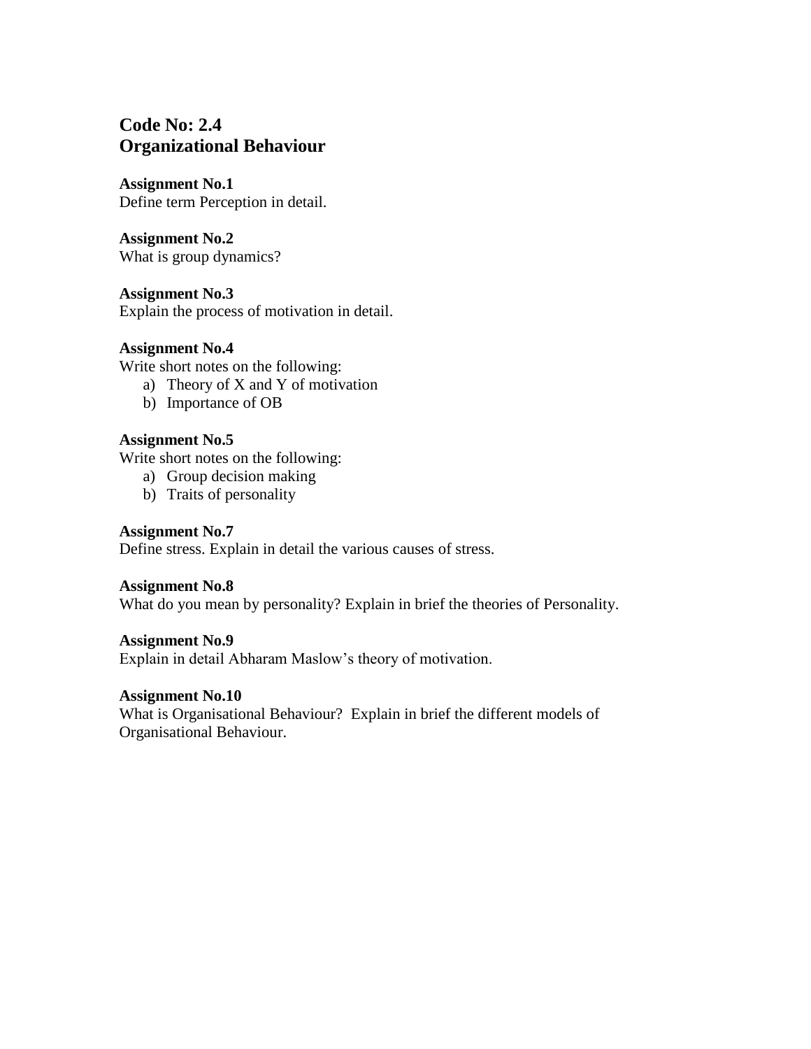## Code No: 2.4
## Organizational Behaviour

**Assignment No.1**
Define term Perception in detail.

**Assignment No.2**
What is group dynamics?

**Assignment No.3**
Explain the process of motivation in detail.

**Assignment No.4**
Write short notes on the following:

a) Theory of X and Y of motivation
b) Importance of OB

**Assignment No.5**
Write short notes on the following:

a) Group decision making
b) Traits of personality

**Assignment No.7**
Define stress. Explain in detail the various causes of stress.

**Assignment No.8**
What do you mean by personality? Explain in brief the theories of Personality.

**Assignment No.9**
Explain in detail Abharam Maslow's theory of motivation.

**Assignment No.10**
What is Organisational Behaviour? Explain in brief the different models of Organisational Behaviour.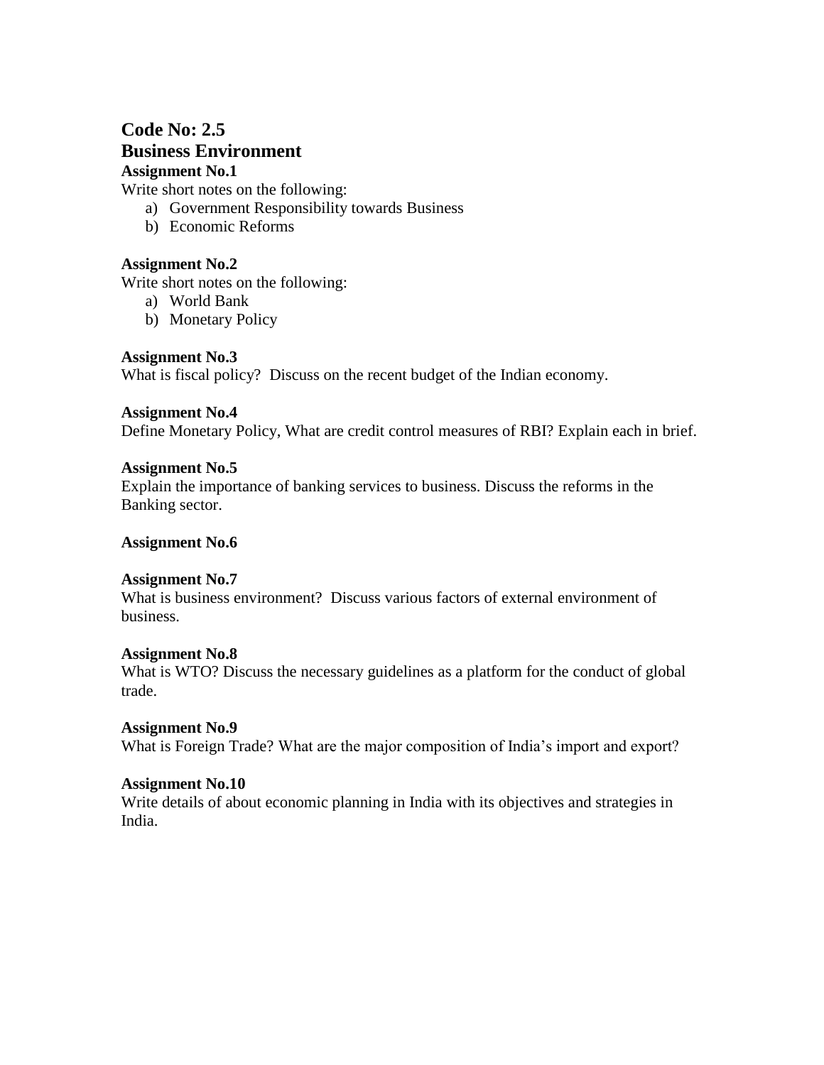# Code No: 2.5

# Business Environment

**Assignment No.1**

Write short notes on the following:

a) Government Responsibility towards Business
b) Economic Reforms

**Assignment No.2**

Write short notes on the following:

a) World Bank
b) Monetary Policy

**Assignment No.3**

What is fiscal policy? Discuss on the recent budget of the Indian economy.

**Assignment No.4**

Define Monetary Policy, What are credit control measures of RBI? Explain each in brief.

**Assignment No.5**

Explain the importance of banking services to business. Discuss the reforms in the Banking sector.

**Assignment No.6**

**Assignment No.7**

What is business environment? Discuss various factors of external environment of business.

**Assignment No.8**

What is WTO? Discuss the necessary guidelines as a platform for the conduct of global trade.

**Assignment No.9**

What is Foreign Trade? What are the major composition of India's import and export?

**Assignment No.10**

Write details of about economic planning in India with its objectives and strategies in India.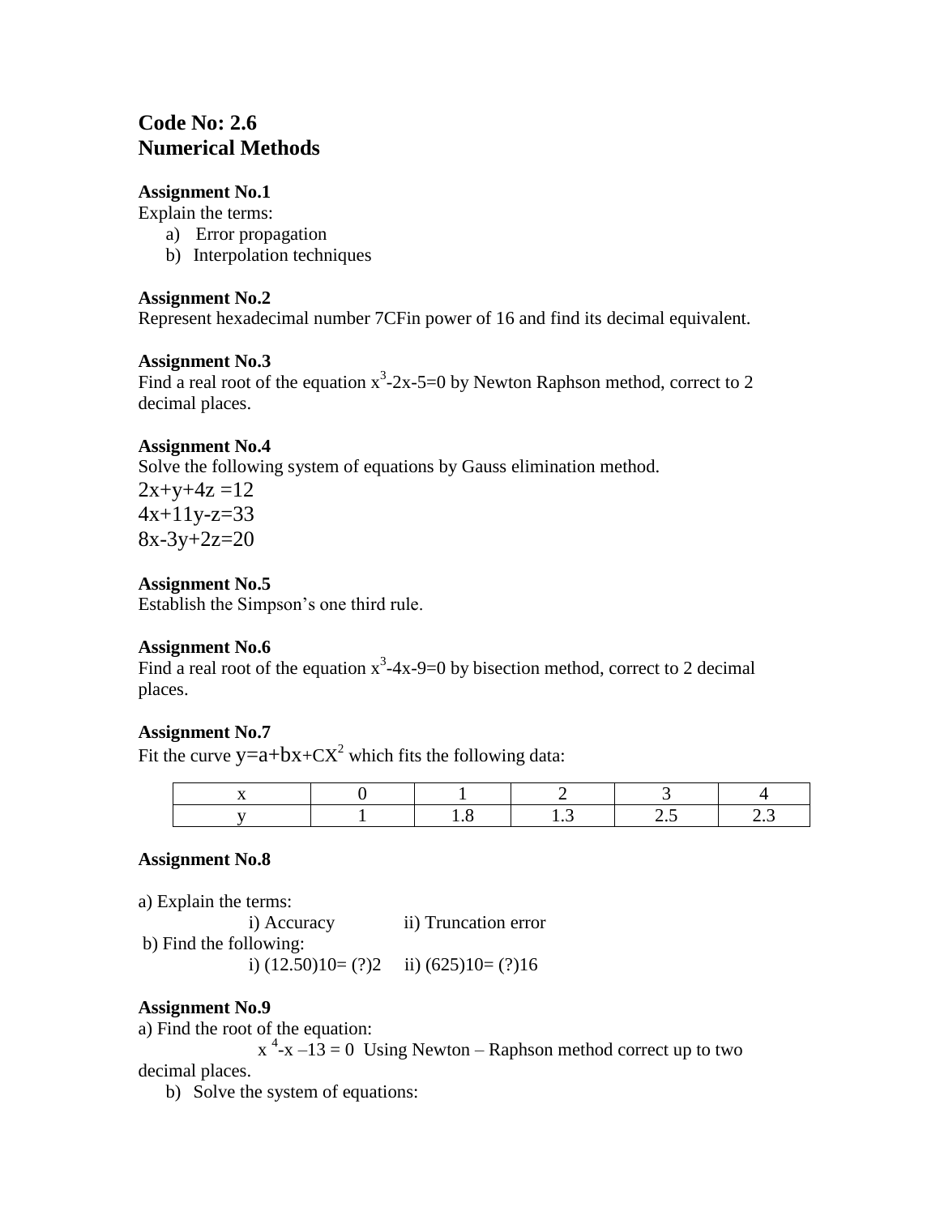## Code No: 2.6
## Numerical Methods

**Assignment No.1**

Explain the terms:

a) Error propagation
b) Interpolation techniques

**Assignment No.2**

Represent hexadecimal number 7CFin power of 16 and find its decimal equivalent.

**Assignment No.3**

Find a real root of the equation $x^3-2x-5=0$ by Newton Raphson method, correct to 2 decimal places.

**Assignment No.4**

Solve the following system of equations by Gauss elimination method.

$2x+y+4z=12$
$4x+11y-z=33$
$8x-3y+2z=20$

**Assignment No.5**

Establish the Simpson's one third rule.

**Assignment No.6**

Find a real root of the equation $x^3-4x-9=0$ by bisection method, correct to 2 decimal places.

**Assignment No.7**

Fit the curve $y=a+bx+CX^2$ which fits the following data:

| x | 0 | 1 | 2 | 3 | 4 |
|---|---|---|---|---|---|
| y | 1 | 1.8 | 1.3 | 2.5 | 2.3 |

**Assignment No.8**

a) Explain the terms:

i) Accuracy    ii) Truncation error

b) Find the following:

i) $(12.50)_{10} = (?)_2$    ii) $(625)_{10} = (?)_{16}$

**Assignment No.9**

a) Find the root of the equation:

$x^4-x-13=0$ Using Newton – Raphson method correct up to two decimal places.

b) Solve the system of equations: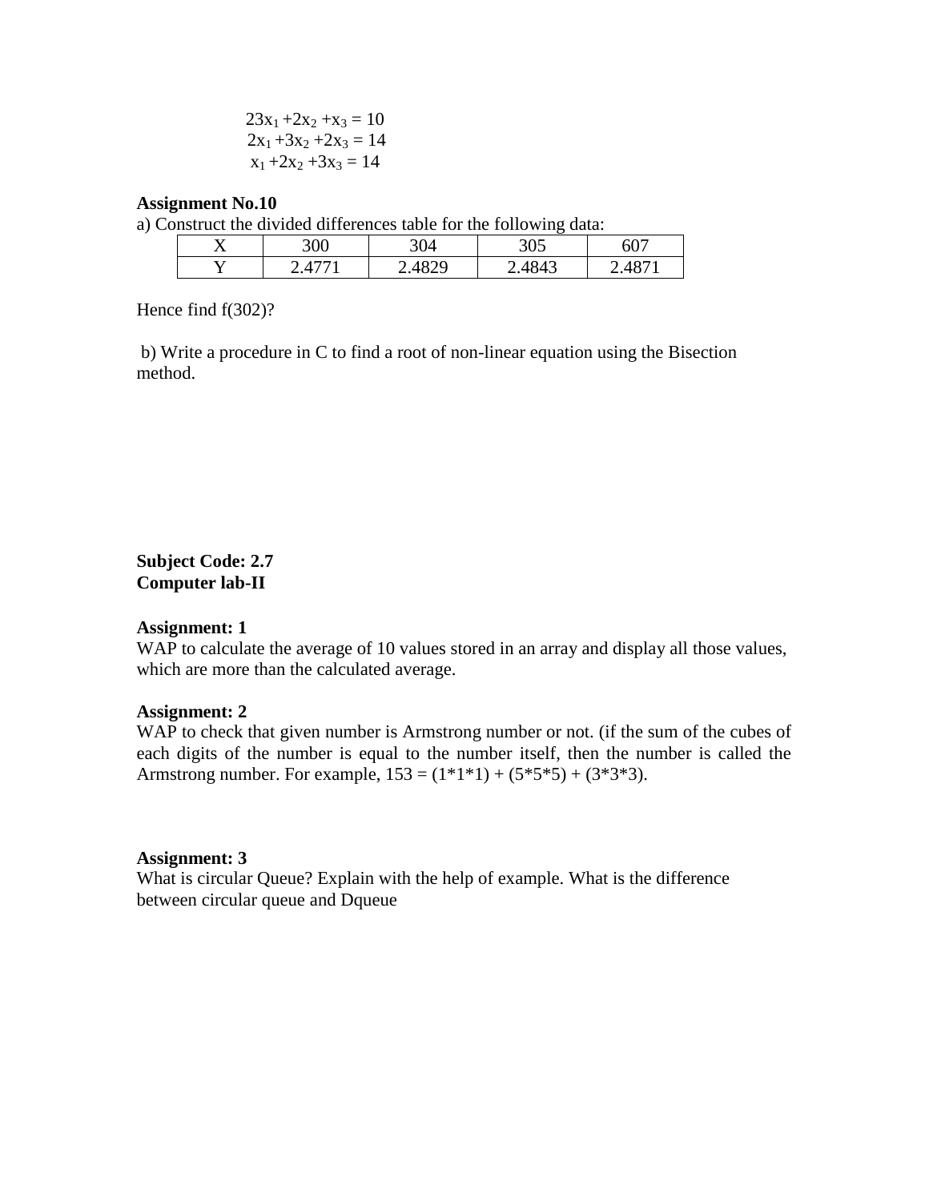$$23x_1 + 2x_2 + x_3 = 10$$
$$2x_1 + 3x_2 + 2x_3 = 14$$
$$x_1 + 2x_2 + 3x_3 = 14$$

**Assignment No.10**

a) Construct the divided differences table for the following data:

| X | 300 | 304 | 305 | 607 |
|---|---|---|---|---|
| Y | 2.4771 | 2.4829 | 2.4843 | 2.4871 |

Hence find f(302)?

b) Write a procedure in C to find a root of non-linear equation using the Bisection method.

**Subject Code: 2.7**
**Computer lab-II**

**Assignment: 1**

WAP to calculate the average of 10 values stored in an array and display all those values, which are more than the calculated average.

**Assignment: 2**

WAP to check that given number is Armstrong number or not. (if the sum of the cubes of each digits of the number is equal to the number itself, then the number is called the Armstrong number. For example, 153 = (1*1*1) + (5*5*5) + (3*3*3).

**Assignment: 3**

What is circular Queue? Explain with the help of example. What is the difference between circular queue and Dqueue